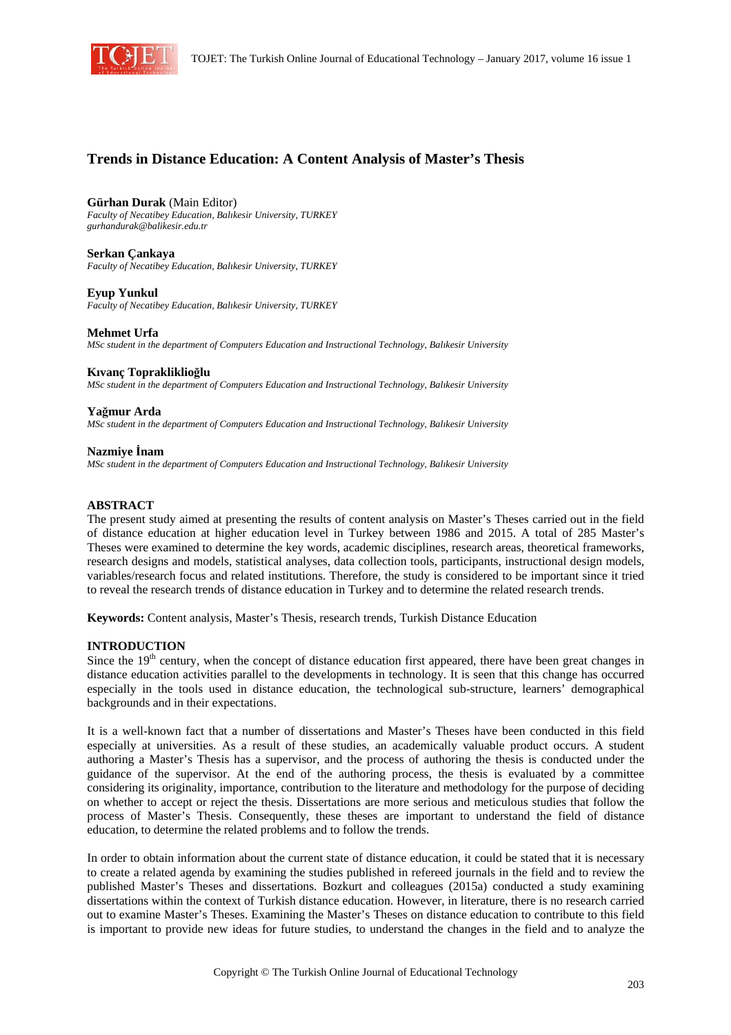# Trends in Distance Education: A Content Analysis of Master's Thesis

**Gürhan Durak** (Main Editor)
*Faculty of Necatibey Education, Balıkesir University, TURKEY*
*gurhandurak@balikesir.edu.tr*

**Serkan Çankaya**
*Faculty of Necatibey Education, Balıkesir University, TURKEY*

**Eyup Yunkul**
*Faculty of Necatibey Education, Balıkesir University, TURKEY*

**Mehmet Urfa**
*MSc student in the department of Computers Education and Instructional Technology, Balıkesir University*

**Kıvanç Topraklikli̇oğlu**
*MSc student in the department of Computers Education and Instructional Technology, Balıkesir University*

**Yağmur Arda**
*MSc student in the department of Computers Education and Instructional Technology, Balıkesir University*

**Nazmiye İnam**
*MSc student in the department of Computers Education and Instructional Technology, Balıkesir University*

## ABSTRACT

The present study aimed at presenting the results of content analysis on Master's Theses carried out in the field of distance education at higher education level in Turkey between 1986 and 2015. A total of 285 Master's Theses were examined to determine the key words, academic disciplines, research areas, theoretical frameworks, research designs and models, statistical analyses, data collection tools, participants, instructional design models, variables/research focus and related institutions. Therefore, the study is considered to be important since it tried to reveal the research trends of distance education in Turkey and to determine the related research trends.

**Keywords:** Content analysis, Master's Thesis, research trends, Turkish Distance Education

## INTRODUCTION

Since the 19th century, when the concept of distance education first appeared, there have been great changes in distance education activities parallel to the developments in technology. It is seen that this change has occurred especially in the tools used in distance education, the technological sub-structure, learners' demographical backgrounds and in their expectations.

It is a well-known fact that a number of dissertations and Master's Theses have been conducted in this field especially at universities. As a result of these studies, an academically valuable product occurs. A student authoring a Master's Thesis has a supervisor, and the process of authoring the thesis is conducted under the guidance of the supervisor. At the end of the authoring process, the thesis is evaluated by a committee considering its originality, importance, contribution to the literature and methodology for the purpose of deciding on whether to accept or reject the thesis. Dissertations are more serious and meticulous studies that follow the process of Master's Thesis. Consequently, these theses are important to understand the field of distance education, to determine the related problems and to follow the trends.

In order to obtain information about the current state of distance education, it could be stated that it is necessary to create a related agenda by examining the studies published in refereed journals in the field and to review the published Master's Theses and dissertations. Bozkurt and colleagues (2015a) conducted a study examining dissertations within the context of Turkish distance education. However, in literature, there is no research carried out to examine Master's Theses. Examining the Master's Theses on distance education to contribute to this field is important to provide new ideas for future studies, to understand the changes in the field and to analyze the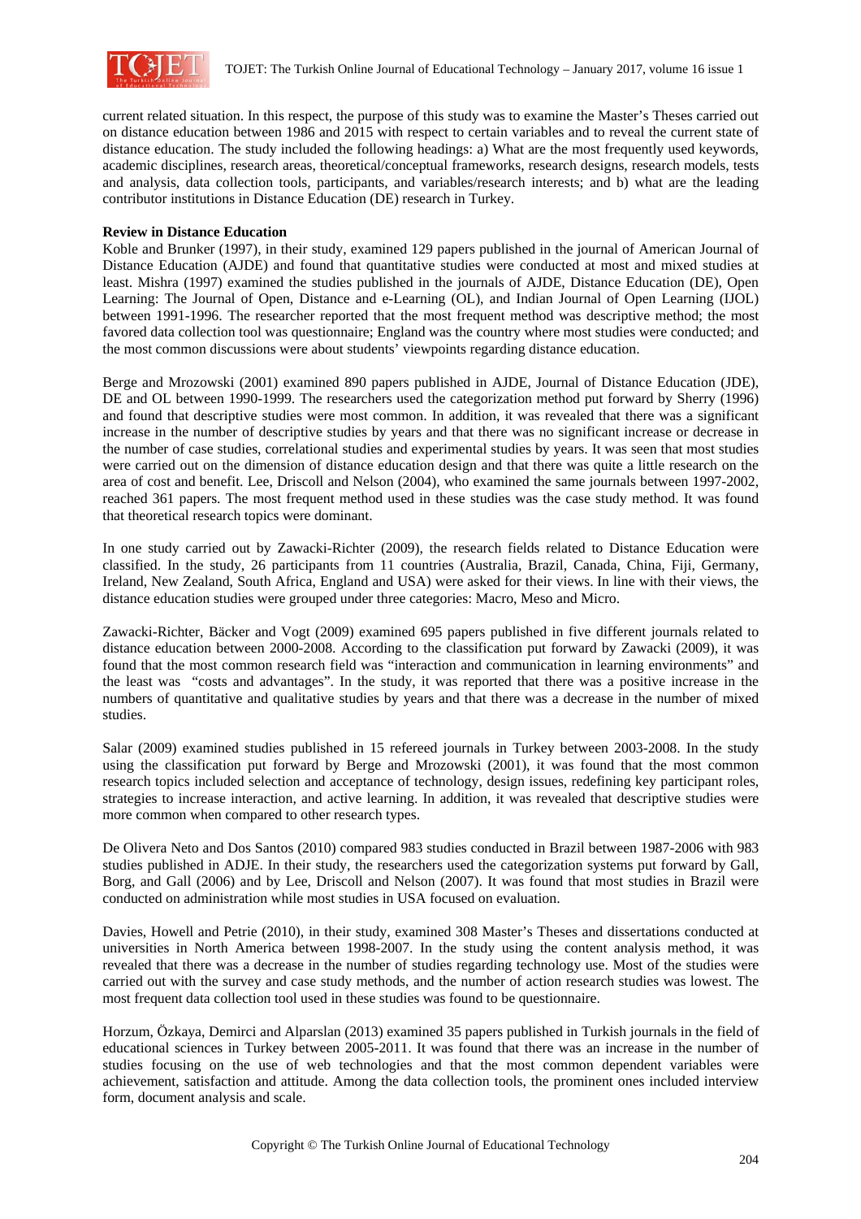current related situation. In this respect, the purpose of this study was to examine the Master's Theses carried out on distance education between 1986 and 2015 with respect to certain variables and to reveal the current state of distance education. The study included the following headings: a) What are the most frequently used keywords, academic disciplines, research areas, theoretical/conceptual frameworks, research designs, research models, tests and analysis, data collection tools, participants, and variables/research interests; and b) what are the leading contributor institutions in Distance Education (DE) research in Turkey.

**Review in Distance Education**

Koble and Brunker (1997), in their study, examined 129 papers published in the journal of American Journal of Distance Education (AJDE) and found that quantitative studies were conducted at most and mixed studies at least. Mishra (1997) examined the studies published in the journals of AJDE, Distance Education (DE), Open Learning: The Journal of Open, Distance and e-Learning (OL), and Indian Journal of Open Learning (IJOL) between 1991-1996. The researcher reported that the most frequent method was descriptive method; the most favored data collection tool was questionnaire; England was the country where most studies were conducted; and the most common discussions were about students' viewpoints regarding distance education.

Berge and Mrozowski (2001) examined 890 papers published in AJDE, Journal of Distance Education (JDE), DE and OL between 1990-1999. The researchers used the categorization method put forward by Sherry (1996) and found that descriptive studies were most common. In addition, it was revealed that there was a significant increase in the number of descriptive studies by years and that there was no significant increase or decrease in the number of case studies, correlational studies and experimental studies by years. It was seen that most studies were carried out on the dimension of distance education design and that there was quite a little research on the area of cost and benefit. Lee, Driscoll and Nelson (2004), who examined the same journals between 1997-2002, reached 361 papers. The most frequent method used in these studies was the case study method. It was found that theoretical research topics were dominant.

In one study carried out by Zawacki-Richter (2009), the research fields related to Distance Education were classified. In the study, 26 participants from 11 countries (Australia, Brazil, Canada, China, Fiji, Germany, Ireland, New Zealand, South Africa, England and USA) were asked for their views. In line with their views, the distance education studies were grouped under three categories: Macro, Meso and Micro.

Zawacki-Richter, Bäcker and Vogt (2009) examined 695 papers published in five different journals related to distance education between 2000-2008. According to the classification put forward by Zawacki (2009), it was found that the most common research field was "interaction and communication in learning environments" and the least was "costs and advantages". In the study, it was reported that there was a positive increase in the numbers of quantitative and qualitative studies by years and that there was a decrease in the number of mixed studies.

Salar (2009) examined studies published in 15 refereed journals in Turkey between 2003-2008. In the study using the classification put forward by Berge and Mrozowski (2001), it was found that the most common research topics included selection and acceptance of technology, design issues, redefining key participant roles, strategies to increase interaction, and active learning. In addition, it was revealed that descriptive studies were more common when compared to other research types.

De Olivera Neto and Dos Santos (2010) compared 983 studies conducted in Brazil between 1987-2006 with 983 studies published in ADJE. In their study, the researchers used the categorization systems put forward by Gall, Borg, and Gall (2006) and by Lee, Driscoll and Nelson (2007). It was found that most studies in Brazil were conducted on administration while most studies in USA focused on evaluation.

Davies, Howell and Petrie (2010), in their study, examined 308 Master's Theses and dissertations conducted at universities in North America between 1998-2007. In the study using the content analysis method, it was revealed that there was a decrease in the number of studies regarding technology use. Most of the studies were carried out with the survey and case study methods, and the number of action research studies was lowest. The most frequent data collection tool used in these studies was found to be questionnaire.

Horzum, Özkaya, Demirci and Alparslan (2013) examined 35 papers published in Turkish journals in the field of educational sciences in Turkey between 2005-2011. It was found that there was an increase in the number of studies focusing on the use of web technologies and that the most common dependent variables were achievement, satisfaction and attitude. Among the data collection tools, the prominent ones included interview form, document analysis and scale.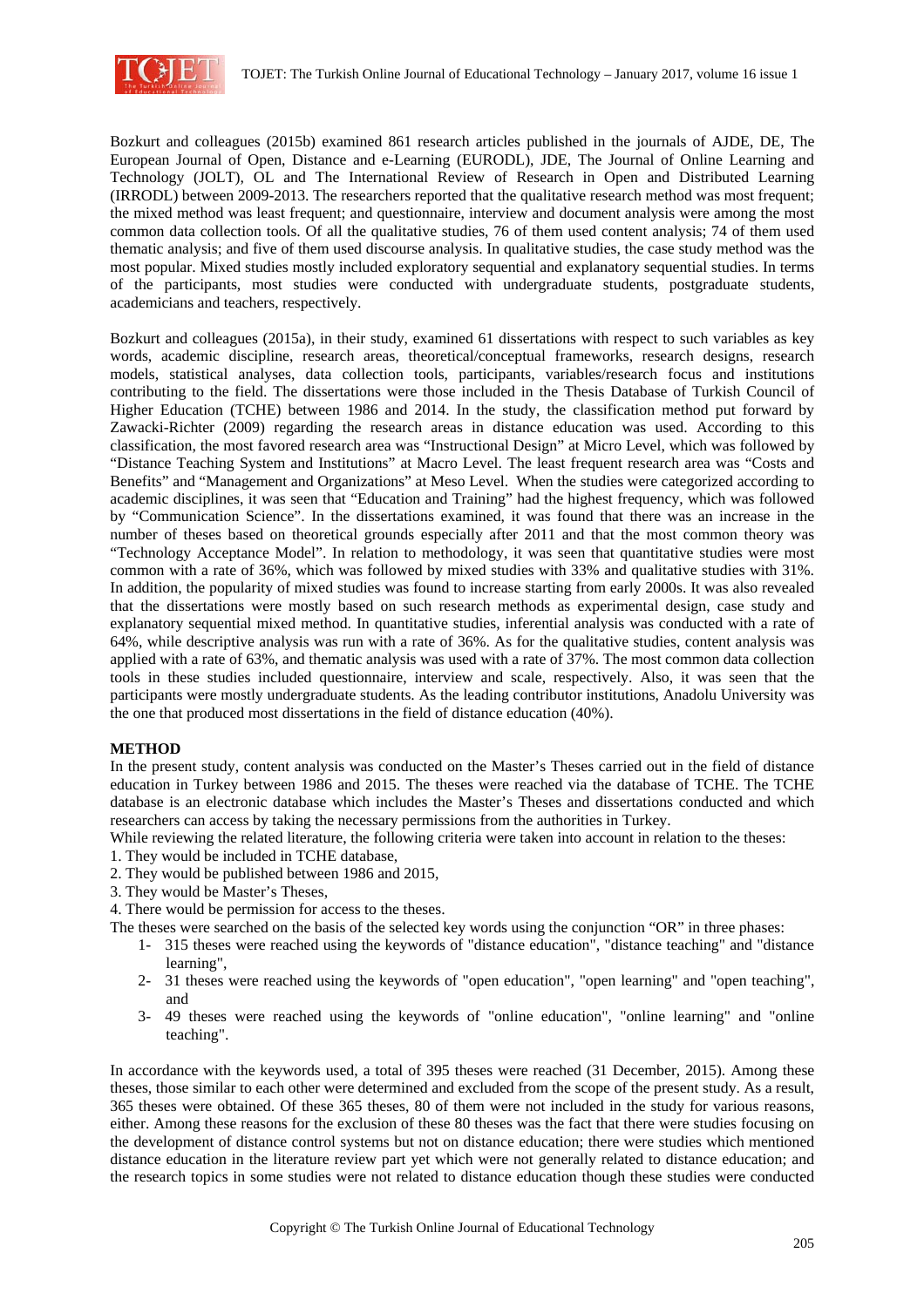Bozkurt and colleagues (2015b) examined 861 research articles published in the journals of AJDE, DE, The European Journal of Open, Distance and e-Learning (EURODL), JDE, The Journal of Online Learning and Technology (JOLT), OL and The International Review of Research in Open and Distributed Learning (IRRODL) between 2009-2013. The researchers reported that the qualitative research method was most frequent; the mixed method was least frequent; and questionnaire, interview and document analysis were among the most common data collection tools. Of all the qualitative studies, 76 of them used content analysis; 74 of them used thematic analysis; and five of them used discourse analysis. In qualitative studies, the case study method was the most popular. Mixed studies mostly included exploratory sequential and explanatory sequential studies. In terms of the participants, most studies were conducted with undergraduate students, postgraduate students, academicians and teachers, respectively.

Bozkurt and colleagues (2015a), in their study, examined 61 dissertations with respect to such variables as key words, academic discipline, research areas, theoretical/conceptual frameworks, research designs, research models, statistical analyses, data collection tools, participants, variables/research focus and institutions contributing to the field. The dissertations were those included in the Thesis Database of Turkish Council of Higher Education (TCHE) between 1986 and 2014. In the study, the classification method put forward by Zawacki-Richter (2009) regarding the research areas in distance education was used. According to this classification, the most favored research area was "Instructional Design" at Micro Level, which was followed by "Distance Teaching System and Institutions" at Macro Level. The least frequent research area was "Costs and Benefits" and "Management and Organizations" at Meso Level. When the studies were categorized according to academic disciplines, it was seen that "Education and Training" had the highest frequency, which was followed by "Communication Science". In the dissertations examined, it was found that there was an increase in the number of theses based on theoretical grounds especially after 2011 and that the most common theory was "Technology Acceptance Model". In relation to methodology, it was seen that quantitative studies were most common with a rate of 36%, which was followed by mixed studies with 33% and qualitative studies with 31%. In addition, the popularity of mixed studies was found to increase starting from early 2000s. It was also revealed that the dissertations were mostly based on such research methods as experimental design, case study and explanatory sequential mixed method. In quantitative studies, inferential analysis was conducted with a rate of 64%, while descriptive analysis was run with a rate of 36%. As for the qualitative studies, content analysis was applied with a rate of 63%, and thematic analysis was used with a rate of 37%. The most common data collection tools in these studies included questionnaire, interview and scale, respectively. Also, it was seen that the participants were mostly undergraduate students. As the leading contributor institutions, Anadolu University was the one that produced most dissertations in the field of distance education (40%).

## METHOD

In the present study, content analysis was conducted on the Master's Theses carried out in the field of distance education in Turkey between 1986 and 2015. The theses were reached via the database of TCHE. The TCHE database is an electronic database which includes the Master's Theses and dissertations conducted and which researchers can access by taking the necessary permissions from the authorities in Turkey.

While reviewing the related literature, the following criteria were taken into account in relation to the theses:

1. They would be included in TCHE database,
2. They would be published between 1986 and 2015,
3. They would be Master's Theses,
4. There would be permission for access to the theses.

The theses were searched on the basis of the selected key words using the conjunction "OR" in three phases:

1- 315 theses were reached using the keywords of "distance education", "distance teaching" and "distance learning",

2- 31 theses were reached using the keywords of "open education", "open learning" and "open teaching", and

3- 49 theses were reached using the keywords of "online education", "online learning" and "online teaching".

In accordance with the keywords used, a total of 395 theses were reached (31 December, 2015). Among these theses, those similar to each other were determined and excluded from the scope of the present study. As a result, 365 theses were obtained. Of these 365 theses, 80 of them were not included in the study for various reasons, either. Among these reasons for the exclusion of these 80 theses was the fact that there were studies focusing on the development of distance control systems but not on distance education; there were studies which mentioned distance education in the literature review part yet which were not generally related to distance education; and the research topics in some studies were not related to distance education though these studies were conducted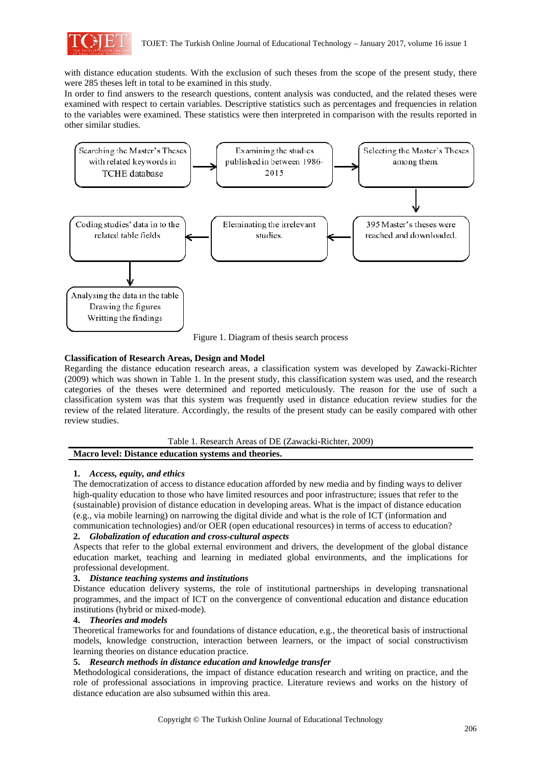with distance education students. With the exclusion of such theses from the scope of the present study, there were 285 theses left in total to be examined in this study.

In order to find answers to the research questions, content analysis was conducted, and the related theses were examined with respect to certain variables. Descriptive statistics such as percentages and frequencies in relation to the variables were examined. These statistics were then interpreted in comparison with the results reported in other similar studies.

Searching the Master's Theses with related keywords in TCHE database → Examining the studies published in between 1986-2015 → Selecting the Master's Theses among them. → 395 Master's theses were reached and downloaded. → Eleminating the irrelevant studies. → Coding studies' data in to the related table fields → Analysing the data in the table Drawing the figures Writting the findings

Figure 1. Diagram of thesis search process

**Classification of Research Areas, Design and Model**

Regarding the distance education research areas, a classification system was developed by Zawacki-Richter (2009) which was shown in Table 1. In the present study, this classification system was used, and the research categories of the theses were determined and reported meticulously. The reason for the use of such a classification system was that this system was frequently used in distance education review studies for the review of the related literature. Accordingly, the results of the present study can be easily compared with other review studies.

Table 1. Research Areas of DE (Zawacki-Richter, 2009)

**Macro level: Distance education systems and theories.**

**1.** ***Access, equity, and ethics***
The democratization of access to distance education afforded by new media and by finding ways to deliver high-quality education to those who have limited resources and poor infrastructure; issues that refer to the (sustainable) provision of distance education in developing areas. What is the impact of distance education (e.g., via mobile learning) on narrowing the digital divide and what is the role of ICT (information and communication technologies) and/or OER (open educational resources) in terms of access to education?

**2.** ***Globalization of education and cross-cultural aspects***
Aspects that refer to the global external environment and drivers, the development of the global distance education market, teaching and learning in mediated global environments, and the implications for professional development.

**3.** ***Distance teaching systems and institutions***
Distance education delivery systems, the role of institutional partnerships in developing transnational programmes, and the impact of ICT on the convergence of conventional education and distance education institutions (hybrid or mixed-mode).

**4.** ***Theories and models***
Theoretical frameworks for and foundations of distance education, e.g., the theoretical basis of instructional models, knowledge construction, interaction between learners, or the impact of social constructivism learning theories on distance education practice.

**5.** ***Research methods in distance education and knowledge transfer***
Methodological considerations, the impact of distance education research and writing on practice, and the role of professional associations in improving practice. Literature reviews and works on the history of distance education are also subsumed within this area.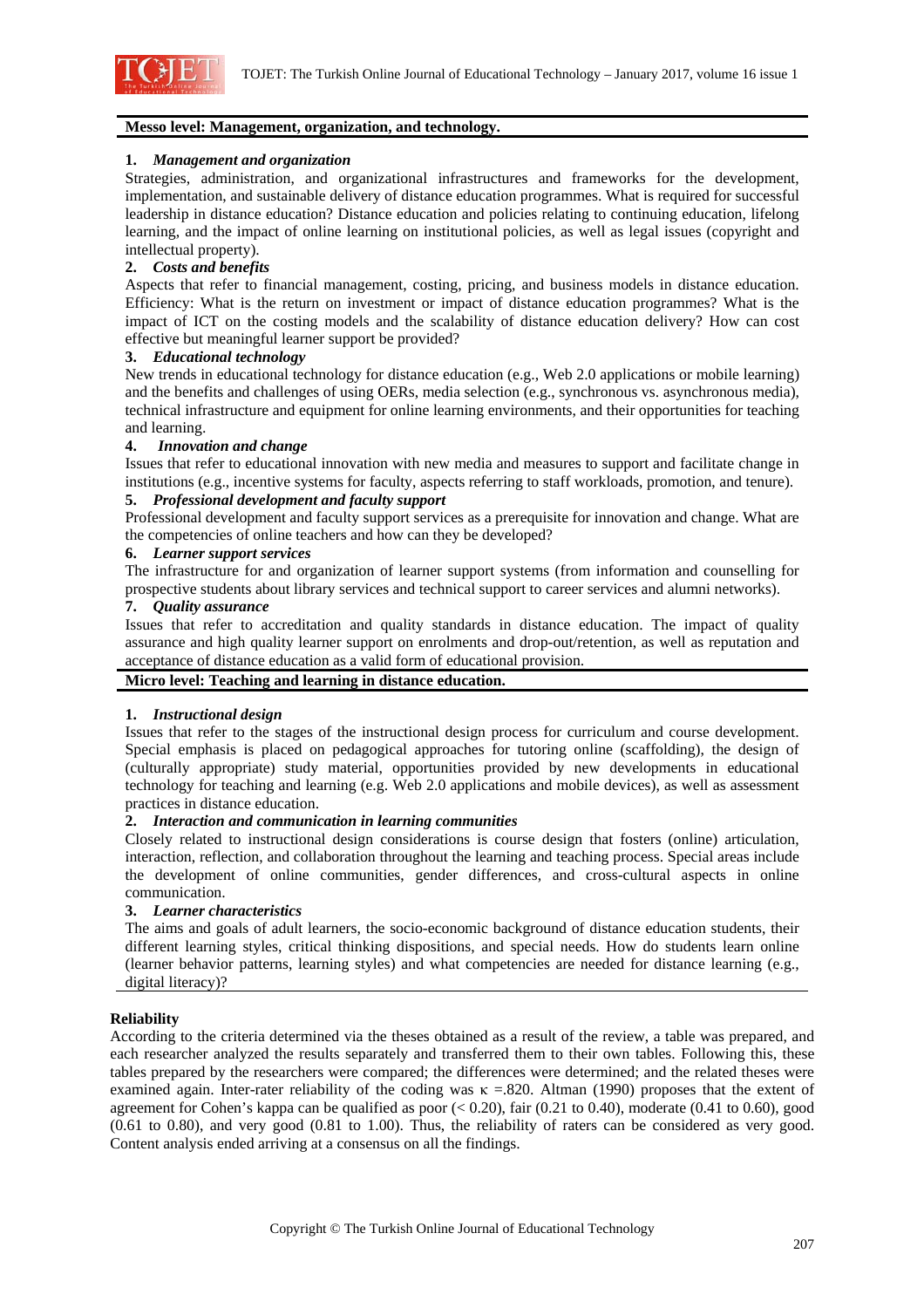**Messo level: Management, organization, and technology.**

1. *Management and organization*

Strategies, administration, and organizational infrastructures and frameworks for the development, implementation, and sustainable delivery of distance education programmes. What is required for successful leadership in distance education? Distance education and policies relating to continuing education, lifelong learning, and the impact of online learning on institutional policies, as well as legal issues (copyright and intellectual property).

2. *Costs and benefits*

Aspects that refer to financial management, costing, pricing, and business models in distance education. Efficiency: What is the return on investment or impact of distance education programmes? What is the impact of ICT on the costing models and the scalability of distance education delivery? How can cost effective but meaningful learner support be provided?

3. *Educational technology*

New trends in educational technology for distance education (e.g., Web 2.0 applications or mobile learning) and the benefits and challenges of using OERs, media selection (e.g., synchronous vs. asynchronous media), technical infrastructure and equipment for online learning environments, and their opportunities for teaching and learning.

4. *Innovation and change*

Issues that refer to educational innovation with new media and measures to support and facilitate change in institutions (e.g., incentive systems for faculty, aspects referring to staff workloads, promotion, and tenure).

5. *Professional development and faculty support*

Professional development and faculty support services as a prerequisite for innovation and change. What are the competencies of online teachers and how can they be developed?

6. *Learner support services*

The infrastructure for and organization of learner support systems (from information and counselling for prospective students about library services and technical support to career services and alumni networks).

7. *Quality assurance*

Issues that refer to accreditation and quality standards in distance education. The impact of quality assurance and high quality learner support on enrolments and drop-out/retention, as well as reputation and acceptance of distance education as a valid form of educational provision.

**Micro level: Teaching and learning in distance education.**

1. *Instructional design*

Issues that refer to the stages of the instructional design process for curriculum and course development. Special emphasis is placed on pedagogical approaches for tutoring online (scaffolding), the design of (culturally appropriate) study material, opportunities provided by new developments in educational technology for teaching and learning (e.g. Web 2.0 applications and mobile devices), as well as assessment practices in distance education.

2. *Interaction and communication in learning communities*

Closely related to instructional design considerations is course design that fosters (online) articulation, interaction, reflection, and collaboration throughout the learning and teaching process. Special areas include the development of online communities, gender differences, and cross-cultural aspects in online communication.

3. *Learner characteristics*

The aims and goals of adult learners, the socio-economic background of distance education students, their different learning styles, critical thinking dispositions, and special needs. How do students learn online (learner behavior patterns, learning styles) and what competencies are needed for distance learning (e.g., digital literacy)?

**Reliability**

According to the criteria determined via the theses obtained as a result of the review, a table was prepared, and each researcher analyzed the results separately and transferred them to their own tables. Following this, these tables prepared by the researchers were compared; the differences were determined; and the related theses were examined again. Inter-rater reliability of the coding was $\kappa = .820$. Altman (1990) proposes that the extent of agreement for Cohen's kappa can be qualified as poor ($< 0.20$), fair (0.21 to 0.40), moderate (0.41 to 0.60), good (0.61 to 0.80), and very good (0.81 to 1.00). Thus, the reliability of raters can be considered as very good. Content analysis ended arriving at a consensus on all the findings.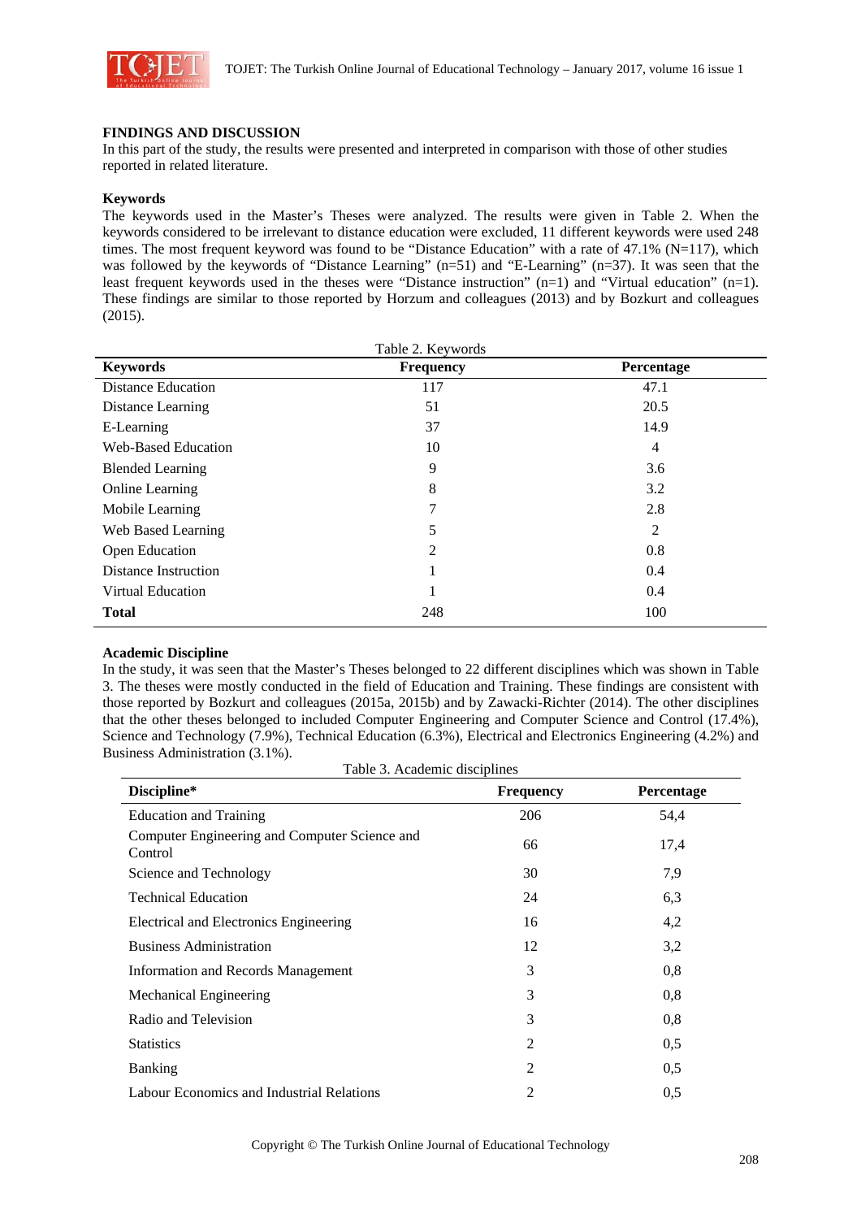## FINDINGS AND DISCUSSION

In this part of the study, the results were presented and interpreted in comparison with those of other studies reported in related literature.

### Keywords

The keywords used in the Master's Theses were analyzed. The results were given in Table 2. When the keywords considered to be irrelevant to distance education were excluded, 11 different keywords were used 248 times. The most frequent keyword was found to be "Distance Education" with a rate of 47.1% (N=117), which was followed by the keywords of "Distance Learning" (n=51) and "E-Learning" (n=37). It was seen that the least frequent keywords used in the theses were "Distance instruction" (n=1) and "Virtual education" (n=1). These findings are similar to those reported by Horzum and colleagues (2013) and by Bozkurt and colleagues (2015).

Table 2. Keywords

| Keywords | Frequency | Percentage |
|---|---|---|
| Distance Education | 117 | 47.1 |
| Distance Learning | 51 | 20.5 |
| E-Learning | 37 | 14.9 |
| Web-Based Education | 10 | 4 |
| Blended Learning | 9 | 3.6 |
| Online Learning | 8 | 3.2 |
| Mobile Learning | 7 | 2.8 |
| Web Based Learning | 5 | 2 |
| Open Education | 2 | 0.8 |
| Distance Instruction | 1 | 0.4 |
| Virtual Education | 1 | 0.4 |
| **Total** | 248 | 100 |

### Academic Discipline

In the study, it was seen that the Master's Theses belonged to 22 different disciplines which was shown in Table 3. The theses were mostly conducted in the field of Education and Training. These findings are consistent with those reported by Bozkurt and colleagues (2015a, 2015b) and by Zawacki-Richter (2014). The other disciplines that the other theses belonged to included Computer Engineering and Computer Science and Control (17.4%), Science and Technology (7.9%), Technical Education (6.3%), Electrical and Electronics Engineering (4.2%) and Business Administration (3.1%).

Table 3. Academic disciplines

| Discipline* | Frequency | Percentage |
|---|---|---|
| Education and Training | 206 | 54,4 |
| Computer Engineering and Computer Science and Control | 66 | 17,4 |
| Science and Technology | 30 | 7,9 |
| Technical Education | 24 | 6,3 |
| Electrical and Electronics Engineering | 16 | 4,2 |
| Business Administration | 12 | 3,2 |
| Information and Records Management | 3 | 0,8 |
| Mechanical Engineering | 3 | 0,8 |
| Radio and Television | 3 | 0,8 |
| Statistics | 2 | 0,5 |
| Banking | 2 | 0,5 |
| Labour Economics and Industrial Relations | 2 | 0,5 |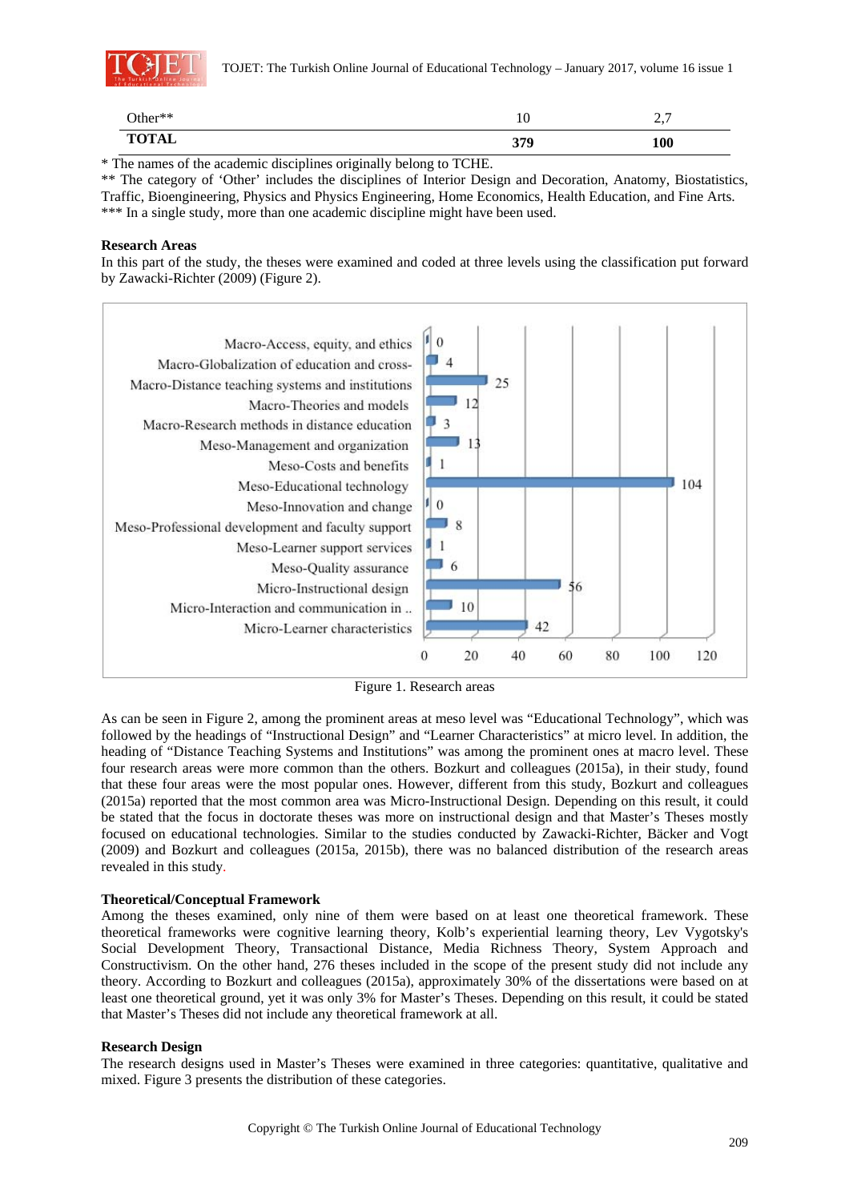| Other** | 10 | 2,7 |
|---|---|---|
| **TOTAL** | **379** | **100** |

\* The names of the academic disciplines originally belong to TCHE.
** The category of 'Other' includes the disciplines of Interior Design and Decoration, Anatomy, Biostatistics, Traffic, Bioengineering, Physics and Physics Engineering, Home Economics, Health Education, and Fine Arts.
*** In a single study, more than one academic discipline might have been used.

**Research Areas**

In this part of the study, the theses were examined and coded at three levels using the classification put forward by Zawacki-Richter (2009) (Figure 2).

| Research area | Count |
|---|---|
| Macro-Access, equity, and ethics | 0 |
| Macro-Globalization of education and cross- | 4 |
| Macro-Distance teaching systems and institutions | 25 |
| Macro-Theories and models | 12 |
| Macro-Research methods in distance education | 3 |
| Meso-Management and organization | 13 |
| Meso-Costs and benefits | 1 |
| Meso-Educational technology | 104 |
| Meso-Innovation and change | 0 |
| Meso-Professional development and faculty support | 8 |
| Meso-Learner support services | 1 |
| Meso-Quality assurance | 6 |
| Micro-Instructional design | 56 |
| Micro-Interaction and communication in .. | 10 |
| Micro-Learner characteristics | 42 |

Figure 1. Research areas

As can be seen in Figure 2, among the prominent areas at meso level was "Educational Technology", which was followed by the headings of "Instructional Design" and "Learner Characteristics" at micro level. In addition, the heading of "Distance Teaching Systems and Institutions" was among the prominent ones at macro level. These four research areas were more common than the others. Bozkurt and colleagues (2015a), in their study, found that these four areas were the most popular ones. However, different from this study, Bozkurt and colleagues (2015a) reported that the most common area was Micro-Instructional Design. Depending on this result, it could be stated that the focus in doctorate theses was more on instructional design and that Master's Theses mostly focused on educational technologies. Similar to the studies conducted by Zawacki-Richter, Bäcker and Vogt (2009) and Bozkurt and colleagues (2015a, 2015b), there was no balanced distribution of the research areas revealed in this study.

**Theoretical/Conceptual Framework**

Among the theses examined, only nine of them were based on at least one theoretical framework. These theoretical frameworks were cognitive learning theory, Kolb's experiential learning theory, Lev Vygotsky's Social Development Theory, Transactional Distance, Media Richness Theory, System Approach and Constructivism. On the other hand, 276 theses included in the scope of the present study did not include any theory. According to Bozkurt and colleagues (2015a), approximately 30% of the dissertations were based on at least one theoretical ground, yet it was only 3% for Master's Theses. Depending on this result, it could be stated that Master's Theses did not include any theoretical framework at all.

**Research Design**

The research designs used in Master's Theses were examined in three categories: quantitative, qualitative and mixed. Figure 3 presents the distribution of these categories.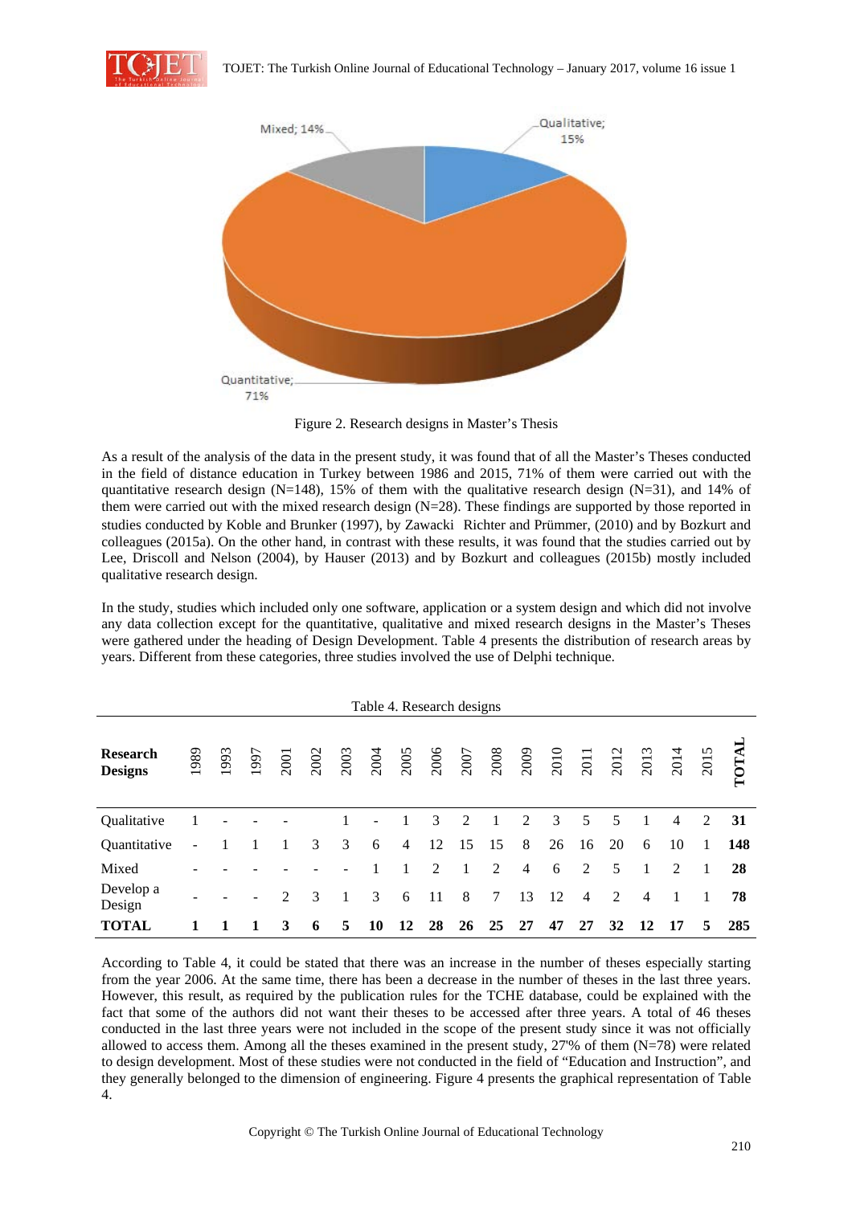Figure 2. Research designs in Master's Thesis

As a result of the analysis of the data in the present study, it was found that of all the Master's Theses conducted in the field of distance education in Turkey between 1986 and 2015, 71% of them were carried out with the quantitative research design (N=148), 15% of them with the qualitative research design (N=31), and 14% of them were carried out with the mixed research design (N=28). These findings are supported by those reported in studies conducted by Koble and Brunker (1997), by Zawacki Richter and Prümmer, (2010) and by Bozkurt and colleagues (2015a). On the other hand, in contrast with these results, it was found that the studies carried out by Lee, Driscoll and Nelson (2004), by Hauser (2013) and by Bozkurt and colleagues (2015b) mostly included qualitative research design.

In the study, studies which included only one software, application or a system design and which did not involve any data collection except for the quantitative, qualitative and mixed research designs in the Master's Theses were gathered under the heading of Design Development. Table 4 presents the distribution of research areas by years. Different from these categories, three studies involved the use of Delphi technique.

Table 4. Research designs

| **Research Designs** | 1989 | 1993 | 1997 | 2001 | 2002 | 2003 | 2004 | 2005 | 2006 | 2007 | 2008 | 2009 | 2010 | 2011 | 2012 | 2013 | 2014 | 2015 | **TOTAL** |
|---|---|---|---|---|---|---|---|---|---|---|---|---|---|---|---|---|---|---|---|
| Qualitative | 1 | - | - | - | | 1 | - | 1 | 3 | 2 | 1 | 2 | 3 | 5 | 5 | 1 | 4 | 2 | **31** |
| Quantitative | - | 1 | 1 | 1 | 3 | 3 | 6 | 4 | 12 | 15 | 15 | 8 | 26 | 16 | 20 | 6 | 10 | 1 | **148** |
| Mixed | - | - | - | - | - | - | 1 | 1 | 2 | 1 | 2 | 4 | 6 | 2 | 5 | 1 | 2 | 1 | **28** |
| Develop a Design | - | - | - | 2 | 3 | 1 | 3 | 6 | 11 | 8 | 7 | 13 | 12 | 4 | 2 | 4 | 1 | 1 | **78** |
| **TOTAL** | **1** | **1** | **1** | **3** | **6** | **5** | **10** | **12** | **28** | **26** | **25** | **27** | **47** | **27** | **32** | **12** | **17** | **5** | **285** |

According to Table 4, it could be stated that there was an increase in the number of theses especially starting from the year 2006. At the same time, there has been a decrease in the number of theses in the last three years. However, this result, as required by the publication rules for the TCHE database, could be explained with the fact that some of the authors did not want their theses to be accessed after three years. A total of 46 theses conducted in the last three years were not included in the scope of the present study since it was not officially allowed to access them. Among all the theses examined in the present study, 27'% of them (N=78) were related to design development. Most of these studies were not conducted in the field of "Education and Instruction", and they generally belonged to the dimension of engineering. Figure 4 presents the graphical representation of Table 4.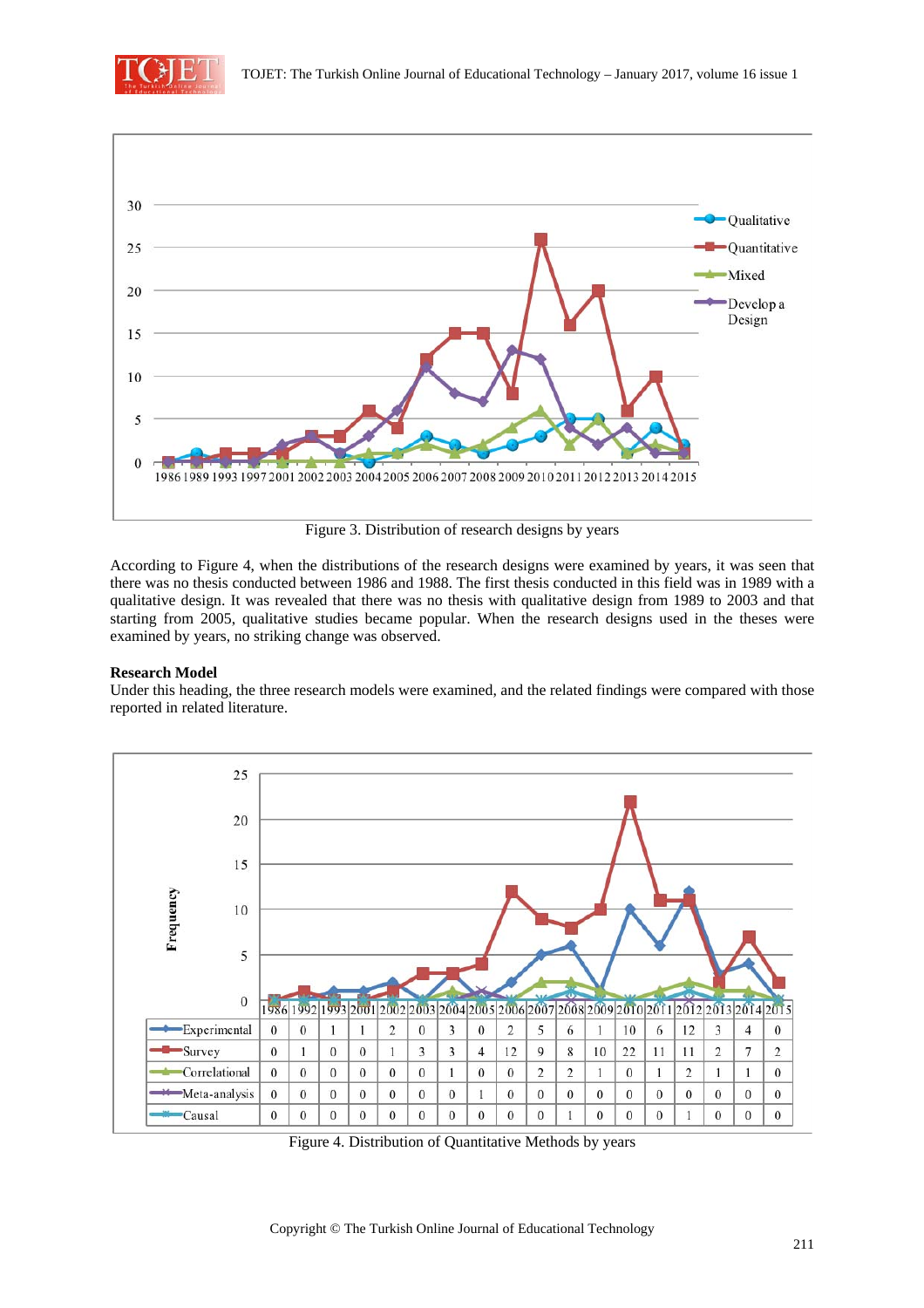Figure 3. Distribution of research designs by years

According to Figure 4, when the distributions of the research designs were examined by years, it was seen that there was no thesis conducted between 1986 and 1988. The first thesis conducted in this field was in 1989 with a qualitative design. It was revealed that there was no thesis with qualitative design from 1989 to 2003 and that starting from 2005, qualitative studies became popular. When the research designs used in the theses were examined by years, no striking change was observed.

**Research Model**

Under this heading, the three research models were examined, and the related findings were compared with those reported in related literature.

| | 1986 | 1992 | 1993 | 2001 | 2002 | 2003 | 2004 | 2005 | 2006 | 2007 | 2008 | 2009 | 2010 | 2011 | 2012 | 2013 | 2014 | 2015 |
|---|---|---|---|---|---|---|---|---|---|---|---|---|---|---|---|---|---|---|
| Experimental | 0 | 0 | 1 | 1 | 2 | 0 | 3 | 0 | 2 | 5 | 6 | 1 | 10 | 6 | 12 | 3 | 4 | 0 |
| Survey | 0 | 1 | 0 | 0 | 1 | 3 | 3 | 4 | 12 | 9 | 8 | 10 | 22 | 11 | 11 | 2 | 7 | 2 |
| Correlational | 0 | 0 | 0 | 0 | 0 | 0 | 1 | 0 | 0 | 2 | 2 | 1 | 0 | 1 | 2 | 1 | 1 | 0 |
| Meta-analysis | 0 | 0 | 0 | 0 | 0 | 0 | 0 | 1 | 0 | 0 | 0 | 0 | 0 | 0 | 0 | 0 | 0 | 0 |
| Causal | 0 | 0 | 0 | 0 | 0 | 0 | 0 | 0 | 0 | 0 | 1 | 0 | 0 | 0 | 1 | 0 | 0 | 0 |

Figure 4. Distribution of Quantitative Methods by years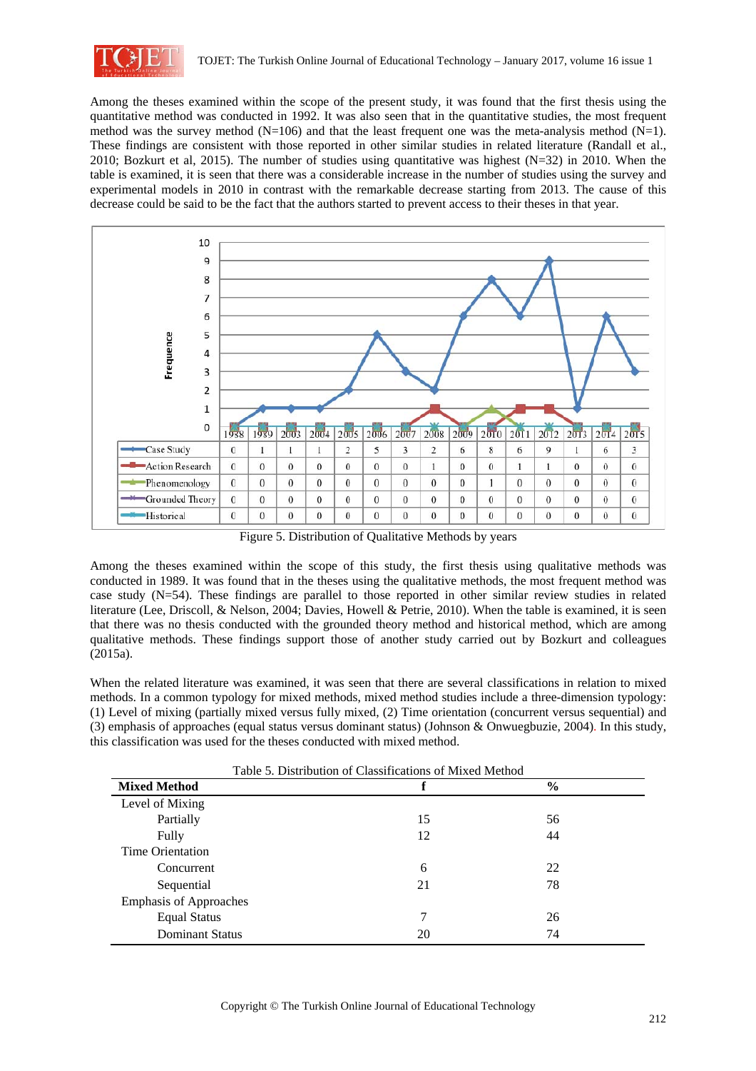Among the theses examined within the scope of the present study, it was found that the first thesis using the quantitative method was conducted in 1992. It was also seen that in the quantitative studies, the most frequent method was the survey method (N=106) and that the least frequent one was the meta-analysis method (N=1). These findings are consistent with those reported in other similar studies in related literature (Randall et al., 2010; Bozkurt et al, 2015). The number of studies using quantitative was highest (N=32) in 2010. When the table is examined, it is seen that there was a considerable increase in the number of studies using the survey and experimental models in 2010 in contrast with the remarkable decrease starting from 2013. The cause of this decrease could be said to be the fact that the authors started to prevent access to their theses in that year.

| | 1938 | 1989 | 2003 | 2004 | 2005 | 2006 | 2007 | 2008 | 2009 | 2010 | 2011 | 2012 | 2013 | 2014 | 2015 |
|---|---|---|---|---|---|---|---|---|---|---|---|---|---|---|---|
| Case Study | 0 | 1 | 1 | 1 | 2 | 5 | 3 | 2 | 6 | 8 | 6 | 9 | 1 | 6 | 3 |
| Action Research | 0 | 0 | 0 | 0 | 0 | 0 | 0 | 1 | 0 | 0 | 1 | 1 | 0 | 0 | 0 |
| Phenomenology | 0 | 0 | 0 | 0 | 0 | 0 | 0 | 0 | 0 | 1 | 0 | 0 | 0 | 0 | 0 |
| Grounded Theory | 0 | 0 | 0 | 0 | 0 | 0 | 0 | 0 | 0 | 0 | 0 | 0 | 0 | 0 | 0 |
| Historical | 0 | 0 | 0 | 0 | 0 | 0 | 0 | 0 | 0 | 0 | 0 | 0 | 0 | 0 | 0 |

Figure 5. Distribution of Qualitative Methods by years

Among the theses examined within the scope of this study, the first thesis using qualitative methods was conducted in 1989. It was found that in the theses using the qualitative methods, the most frequent method was case study (N=54). These findings are parallel to those reported in other similar review studies in related literature (Lee, Driscoll, & Nelson, 2004; Davies, Howell & Petrie, 2010). When the table is examined, it is seen that there was no thesis conducted with the grounded theory method and historical method, which are among qualitative methods. These findings support those of another study carried out by Bozkurt and colleagues (2015a).

When the related literature was examined, it was seen that there are several classifications in relation to mixed methods. In a common typology for mixed methods, mixed method studies include a three-dimension typology: (1) Level of mixing (partially mixed versus fully mixed, (2) Time orientation (concurrent versus sequential) and (3) emphasis of approaches (equal status versus dominant status) (Johnson & Onwuegbuzie, 2004). In this study, this classification was used for the theses conducted with mixed method.

Table 5. Distribution of Classifications of Mixed Method

| **Mixed Method** | **f** | **%** |
|---|---|---|
| Level of Mixing | | |
| Partially | 15 | 56 |
| Fully | 12 | 44 |
| Time Orientation | | |
| Concurrent | 6 | 22 |
| Sequential | 21 | 78 |
| Emphasis of Approaches | | |
| Equal Status | 7 | 26 |
| Dominant Status | 20 | 74 |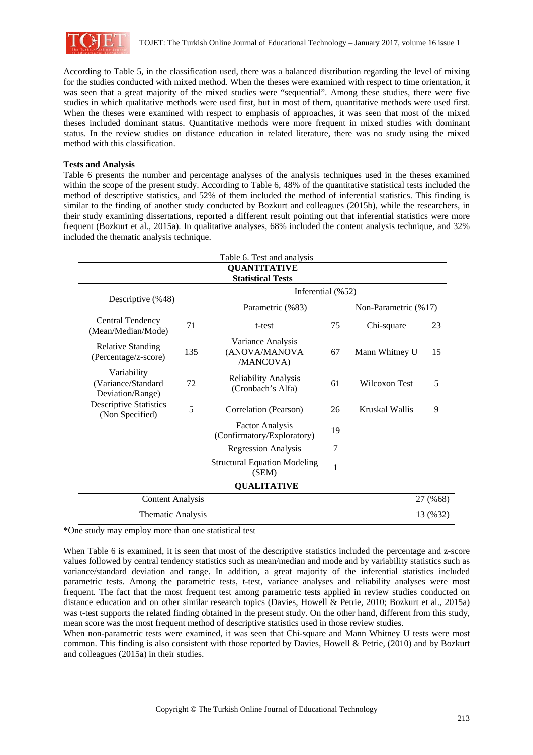According to Table 5, in the classification used, there was a balanced distribution regarding the level of mixing for the studies conducted with mixed method. When the theses were examined with respect to time orientation, it was seen that a great majority of the mixed studies were "sequential". Among these studies, there were five studies in which qualitative methods were used first, but in most of them, quantitative methods were used first. When the theses were examined with respect to emphasis of approaches, it was seen that most of the mixed theses included dominant status. Quantitative methods were more frequent in mixed studies with dominant status. In the review studies on distance education in related literature, there was no study using the mixed method with this classification.

**Tests and Analysis**

Table 6 presents the number and percentage analyses of the analysis techniques used in the theses examined within the scope of the present study. According to Table 6, 48% of the quantitative statistical tests included the method of descriptive statistics, and 52% of them included the method of inferential statistics. This finding is similar to the finding of another study conducted by Bozkurt and colleagues (2015b), while the researchers, in their study examining dissertations, reported a different result pointing out that inferential statistics were more frequent (Bozkurt et al., 2015a). In qualitative analyses, 68% included the content analysis technique, and 32% included the thematic analysis technique.

Table 6. Test and analysis

| QUANTITATIVE Statistical Tests | | | | | |
|---|---|---|---|---|---|
| Descriptive (%48) | | Inferential (%52) | | | |
| | | Parametric (%83) | | Non-Parametric (%17) | |
| Central Tendency (Mean/Median/Mode) | 71 | t-test | 75 | Chi-square | 23 |
| Relative Standing (Percentage/z-score) | 135 | Variance Analysis (ANOVA/MANOVA /MANCOVA) | 67 | Mann Whitney U | 15 |
| Variability (Variance/Standard Deviation/Range) | 72 | Reliability Analysis (Cronbach's Alfa) | 61 | Wilcoxon Test | 5 |
| Descriptive Statistics (Non Specified) | 5 | Correlation (Pearson) | 26 | Kruskal Wallis | 9 |
| | | Factor Analysis (Confirmatory/Exploratory) | 19 | | |
| | | Regression Analysis | 7 | | |
| | | Structural Equation Modeling (SEM) | 1 | | |
| **QUALITATIVE** | | | | | |
| Content Analysis | | | | | 27 (%68) |
| Thematic Analysis | | | | | 13 (%32) |

*One study may employ more than one statistical test

When Table 6 is examined, it is seen that most of the descriptive statistics included the percentage and z-score values followed by central tendency statistics such as mean/median and mode and by variability statistics such as variance/standard deviation and range. In addition, a great majority of the inferential statistics included parametric tests. Among the parametric tests, t-test, variance analyses and reliability analyses were most frequent. The fact that the most frequent test among parametric tests applied in review studies conducted on distance education and on other similar research topics (Davies, Howell & Petrie, 2010; Bozkurt et al., 2015a) was t-test supports the related finding obtained in the present study. On the other hand, different from this study, mean score was the most frequent method of descriptive statistics used in those review studies.

When non-parametric tests were examined, it was seen that Chi-square and Mann Whitney U tests were most common. This finding is also consistent with those reported by Davies, Howell & Petrie, (2010) and by Bozkurt and colleagues (2015a) in their studies.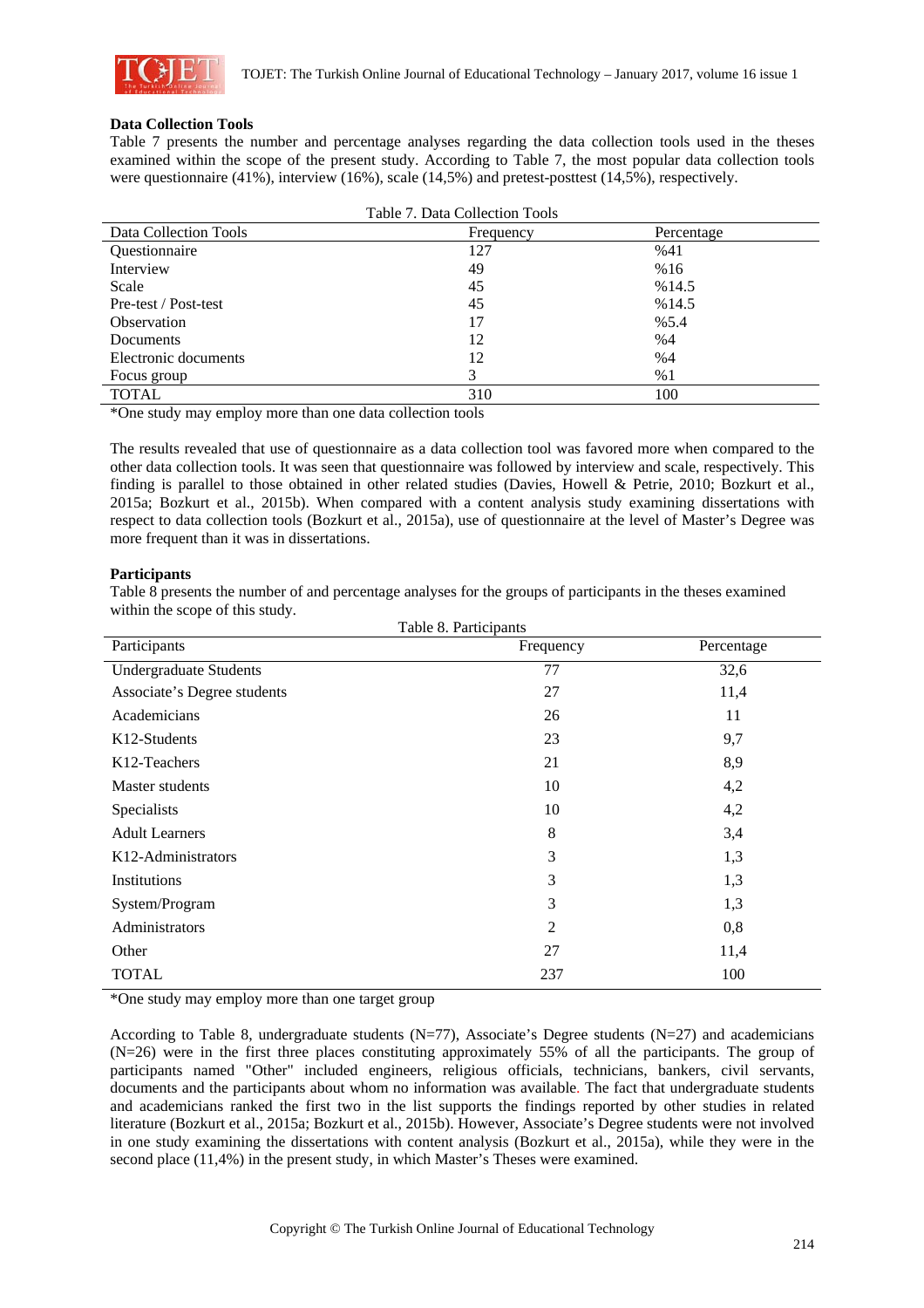### Data Collection Tools

Table 7 presents the number and percentage analyses regarding the data collection tools used in the theses examined within the scope of the present study. According to Table 7, the most popular data collection tools were questionnaire (41%), interview (16%), scale (14,5%) and pretest-posttest (14,5%), respectively.

Table 7. Data Collection Tools

| Data Collection Tools | Frequency | Percentage |
|---|---|---|
| Questionnaire | 127 | %41 |
| Interview | 49 | %16 |
| Scale | 45 | %14.5 |
| Pre-test / Post-test | 45 | %14.5 |
| Observation | 17 | %5.4 |
| Documents | 12 | %4 |
| Electronic documents | 12 | %4 |
| Focus group | 3 | %1 |
| TOTAL | 310 | 100 |

*One study may employ more than one data collection tools

The results revealed that use of questionnaire as a data collection tool was favored more when compared to the other data collection tools. It was seen that questionnaire was followed by interview and scale, respectively. This finding is parallel to those obtained in other related studies (Davies, Howell & Petrie, 2010; Bozkurt et al., 2015a; Bozkurt et al., 2015b). When compared with a content analysis study examining dissertations with respect to data collection tools (Bozkurt et al., 2015a), use of questionnaire at the level of Master's Degree was more frequent than it was in dissertations.

### Participants

Table 8 presents the number of and percentage analyses for the groups of participants in the theses examined within the scope of this study.

Table 8. Participants

| Participants | Frequency | Percentage |
|---|---|---|
| Undergraduate Students | 77 | 32,6 |
| Associate's Degree students | 27 | 11,4 |
| Academicians | 26 | 11 |
| K12-Students | 23 | 9,7 |
| K12-Teachers | 21 | 8,9 |
| Master students | 10 | 4,2 |
| Specialists | 10 | 4,2 |
| Adult Learners | 8 | 3,4 |
| K12-Administrators | 3 | 1,3 |
| Institutions | 3 | 1,3 |
| System/Program | 3 | 1,3 |
| Administrators | 2 | 0,8 |
| Other | 27 | 11,4 |
| TOTAL | 237 | 100 |

*One study may employ more than one target group

According to Table 8, undergraduate students (N=77), Associate's Degree students (N=27) and academicians (N=26) were in the first three places constituting approximately 55% of all the participants. The group of participants named "Other" included engineers, religious officials, technicians, bankers, civil servants, documents and the participants about whom no information was available. The fact that undergraduate students and academicians ranked the first two in the list supports the findings reported by other studies in related literature (Bozkurt et al., 2015a; Bozkurt et al., 2015b). However, Associate's Degree students were not involved in one study examining the dissertations with content analysis (Bozkurt et al., 2015a), while they were in the second place (11,4%) in the present study, in which Master's Theses were examined.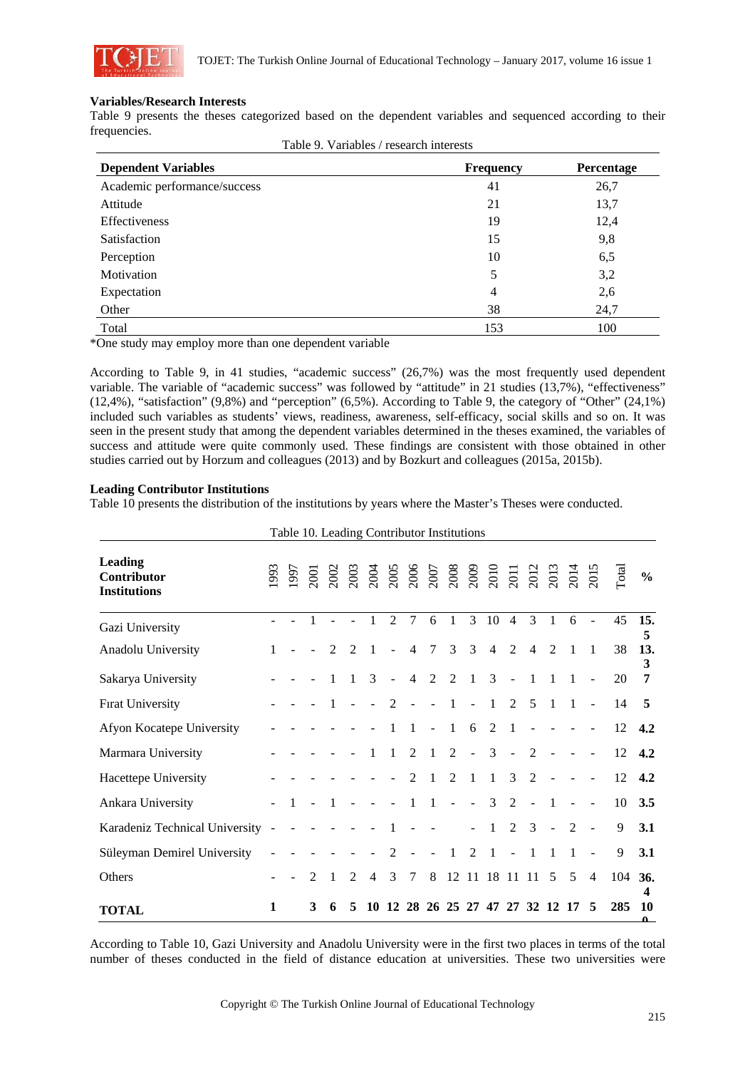### Variables/Research Interests

Table 9 presents the theses categorized based on the dependent variables and sequenced according to their frequencies.

Table 9. Variables / research interests

| Dependent Variables | Frequency | Percentage |
|---|---|---|
| Academic performance/success | 41 | 26,7 |
| Attitude | 21 | 13,7 |
| Effectiveness | 19 | 12,4 |
| Satisfaction | 15 | 9,8 |
| Perception | 10 | 6,5 |
| Motivation | 5 | 3,2 |
| Expectation | 4 | 2,6 |
| Other | 38 | 24,7 |
| Total | 153 | 100 |

*One study may employ more than one dependent variable

According to Table 9, in 41 studies, "academic success" (26,7%) was the most frequently used dependent variable. The variable of "academic success" was followed by "attitude" in 21 studies (13,7%), "effectiveness" (12,4%), "satisfaction" (9,8%) and "perception" (6,5%). According to Table 9, the category of "Other" (24,1%) included such variables as students' views, readiness, awareness, self-efficacy, social skills and so on. It was seen in the present study that among the dependent variables determined in the theses examined, the variables of success and attitude were quite commonly used. These findings are consistent with those obtained in other studies carried out by Horzum and colleagues (2013) and by Bozkurt and colleagues (2015a, 2015b).

### Leading Contributor Institutions

Table 10 presents the distribution of the institutions by years where the Master's Theses were conducted.

Table 10. Leading Contributor Institutions

| Leading Contributor Institutions | 1993 | 1997 | 2001 | 2002 | 2003 | 2004 | 2005 | 2006 | 2007 | 2008 | 2009 | 2010 | 2011 | 2012 | 2013 | 2014 | 2015 | Total | % |
|---|---|---|---|---|---|---|---|---|---|---|---|---|---|---|---|---|---|---|---|
| Gazi University | - | - | 1 | - | - | 1 | 2 | 7 | 6 | 1 | 3 | 10 | 4 | 3 | 1 | 6 | - | 45 | **15.5** |
| Anadolu University | 1 | - | - | 2 | 2 | 1 | - | 4 | 7 | 3 | 3 | 4 | 2 | 4 | 2 | 1 | 1 | 38 | **13.3** |
| Sakarya University | - | - | - | 1 | 1 | 3 | - | 4 | 2 | 2 | 1 | 3 | - | 1 | 1 | 1 | - | 20 | **7** |
| Fırat University | - | - | - | 1 | - | - | 2 | - | - | 1 | - | 1 | 2 | 5 | 1 | 1 | - | 14 | **5** |
| Afyon Kocatepe University | - | - | - | - | - | - | 1 | 1 | - | 1 | 6 | 2 | 1 | - | - | - | - | 12 | **4.2** |
| Marmara University | - | - | - | - | - | 1 | 1 | 2 | 1 | 2 | - | 3 | - | 2 | - | - | - | 12 | **4.2** |
| Hacettepe University | - | - | - | - | - | - | - | 2 | 1 | 2 | 1 | 1 | 3 | 2 | - | - | - | 12 | **4.2** |
| Ankara University | - | 1 | - | 1 | - | - | - | 1 | 1 | - | - | 3 | 2 | - | 1 | - | - | 10 | **3.5** |
| Karadeniz Technical University | - | - | - | - | - | - | 1 | - | - | | - | 1 | 2 | 3 | - | 2 | - | 9 | **3.1** |
| Süleyman Demirel University | - | - | - | - | - | - | 2 | - | - | 1 | 2 | 1 | - | 1 | 1 | 1 | - | 9 | **3.1** |
| Others | - | - | 2 | 1 | 2 | 4 | 3 | 7 | 8 | 12 | 11 | 18 | 11 | 11 | 5 | 5 | 4 | 104 | **36.4** |
| **TOTAL** | **1** | | **3** | **6** | **5** | **10** | **12** | **28** | **26** | **25** | **27** | **47** | **27** | **32** | **12** | **17** | **5** | **285** | **100** |

According to Table 10, Gazi University and Anadolu University were in the first two places in terms of the total number of theses conducted in the field of distance education at universities. These two universities were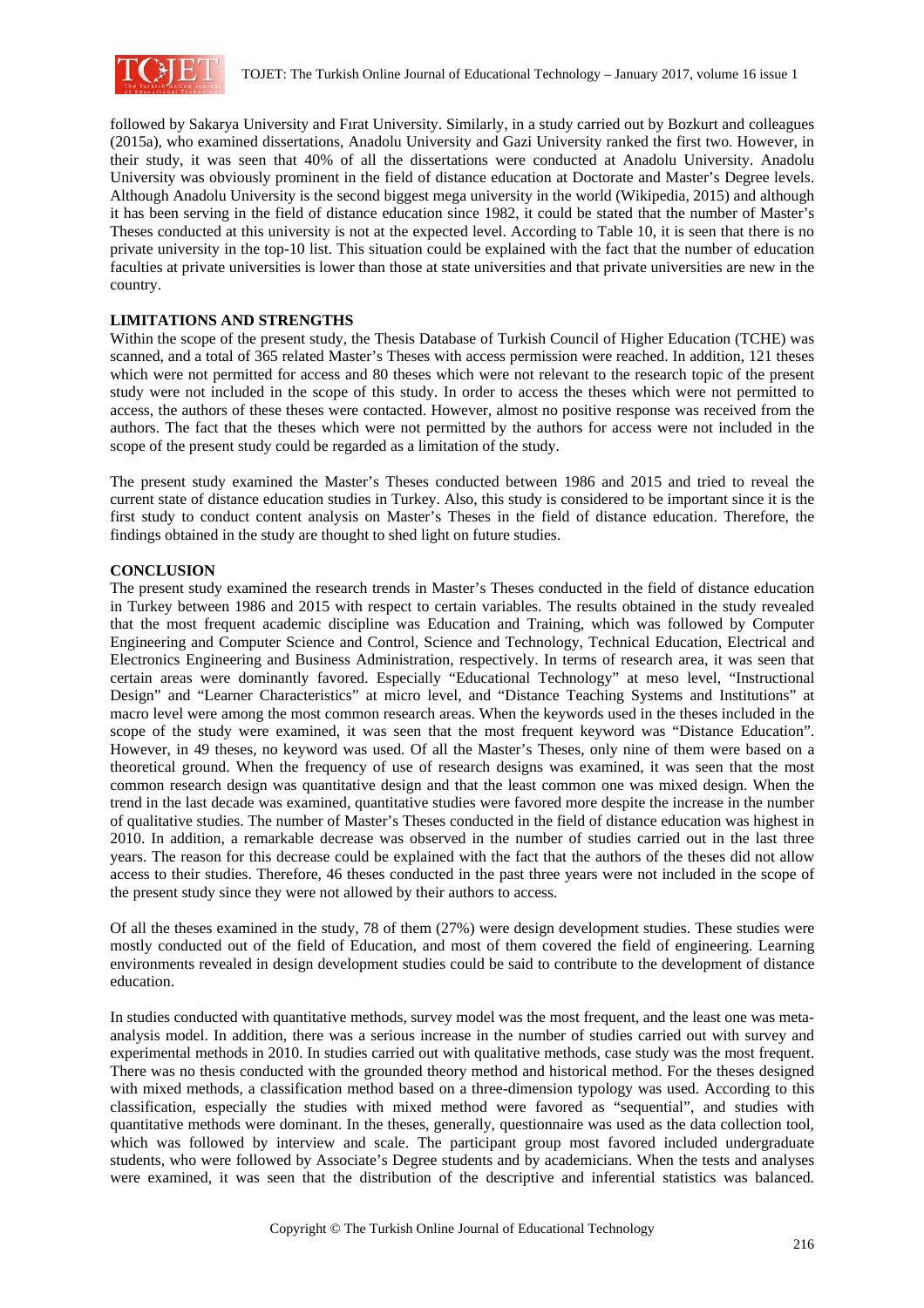followed by Sakarya University and Fırat University. Similarly, in a study carried out by Bozkurt and colleagues (2015a), who examined dissertations, Anadolu University and Gazi University ranked the first two. However, in their study, it was seen that 40% of all the dissertations were conducted at Anadolu University. Anadolu University was obviously prominent in the field of distance education at Doctorate and Master's Degree levels. Although Anadolu University is the second biggest mega university in the world (Wikipedia, 2015) and although it has been serving in the field of distance education since 1982, it could be stated that the number of Master's Theses conducted at this university is not at the expected level. According to Table 10, it is seen that there is no private university in the top-10 list. This situation could be explained with the fact that the number of education faculties at private universities is lower than those at state universities and that private universities are new in the country.

## LIMITATIONS AND STRENGTHS

Within the scope of the present study, the Thesis Database of Turkish Council of Higher Education (TCHE) was scanned, and a total of 365 related Master's Theses with access permission were reached. In addition, 121 theses which were not permitted for access and 80 theses which were not relevant to the research topic of the present study were not included in the scope of this study. In order to access the theses which were not permitted to access, the authors of these theses were contacted. However, almost no positive response was received from the authors. The fact that the theses which were not permitted by the authors for access were not included in the scope of the present study could be regarded as a limitation of the study.

The present study examined the Master's Theses conducted between 1986 and 2015 and tried to reveal the current state of distance education studies in Turkey. Also, this study is considered to be important since it is the first study to conduct content analysis on Master's Theses in the field of distance education. Therefore, the findings obtained in the study are thought to shed light on future studies.

## CONCLUSION

The present study examined the research trends in Master's Theses conducted in the field of distance education in Turkey between 1986 and 2015 with respect to certain variables. The results obtained in the study revealed that the most frequent academic discipline was Education and Training, which was followed by Computer Engineering and Computer Science and Control, Science and Technology, Technical Education, Electrical and Electronics Engineering and Business Administration, respectively. In terms of research area, it was seen that certain areas were dominantly favored. Especially "Educational Technology" at meso level, "Instructional Design" and "Learner Characteristics" at micro level, and "Distance Teaching Systems and Institutions" at macro level were among the most common research areas. When the keywords used in the theses included in the scope of the study were examined, it was seen that the most frequent keyword was "Distance Education". However, in 49 theses, no keyword was used. Of all the Master's Theses, only nine of them were based on a theoretical ground. When the frequency of use of research designs was examined, it was seen that the most common research design was quantitative design and that the least common one was mixed design. When the trend in the last decade was examined, quantitative studies were favored more despite the increase in the number of qualitative studies. The number of Master's Theses conducted in the field of distance education was highest in 2010. In addition, a remarkable decrease was observed in the number of studies carried out in the last three years. The reason for this decrease could be explained with the fact that the authors of the theses did not allow access to their studies. Therefore, 46 theses conducted in the past three years were not included in the scope of the present study since they were not allowed by their authors to access.

Of all the theses examined in the study, 78 of them (27%) were design development studies. These studies were mostly conducted out of the field of Education, and most of them covered the field of engineering. Learning environments revealed in design development studies could be said to contribute to the development of distance education.

In studies conducted with quantitative methods, survey model was the most frequent, and the least one was meta-analysis model. In addition, there was a serious increase in the number of studies carried out with survey and experimental methods in 2010. In studies carried out with qualitative methods, case study was the most frequent. There was no thesis conducted with the grounded theory method and historical method. For the theses designed with mixed methods, a classification method based on a three-dimension typology was used. According to this classification, especially the studies with mixed method were favored as "sequential", and studies with quantitative methods were dominant. In the theses, generally, questionnaire was used as the data collection tool, which was followed by interview and scale. The participant group most favored included undergraduate students, who were followed by Associate's Degree students and by academicians. When the tests and analyses were examined, it was seen that the distribution of the descriptive and inferential statistics was balanced.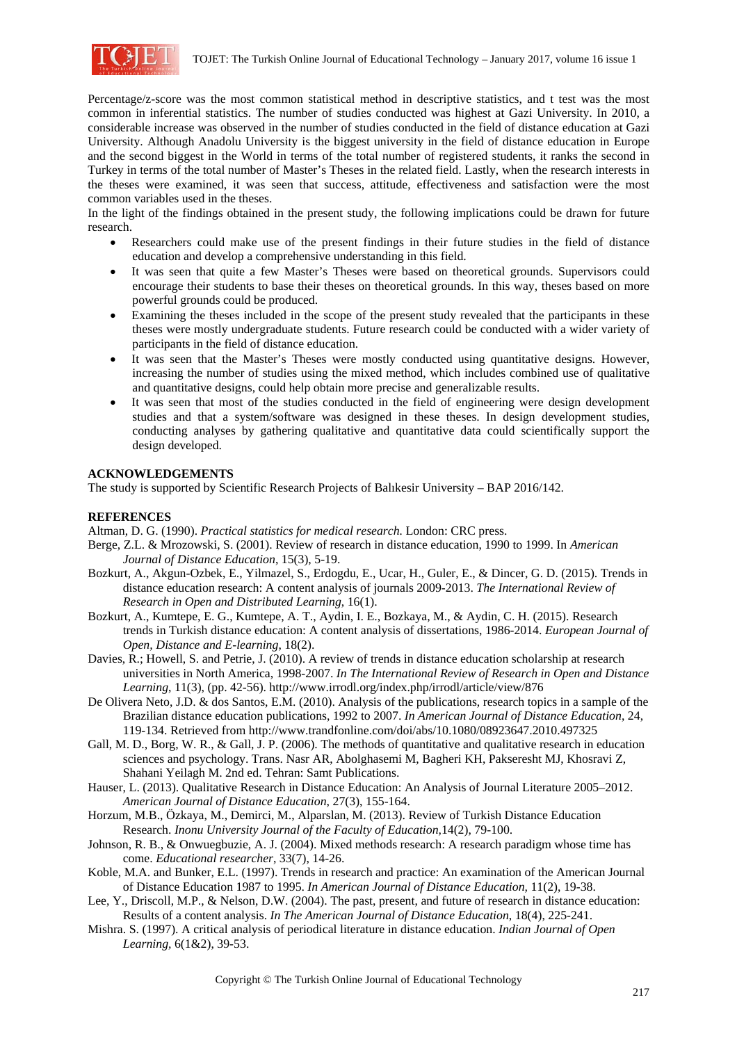Percentage/z-score was the most common statistical method in descriptive statistics, and t test was the most common in inferential statistics. The number of studies conducted was highest at Gazi University. In 2010, a considerable increase was observed in the number of studies conducted in the field of distance education at Gazi University. Although Anadolu University is the biggest university in the field of distance education in Europe and the second biggest in the World in terms of the total number of registered students, it ranks the second in Turkey in terms of the total number of Master's Theses in the related field. Lastly, when the research interests in the theses were examined, it was seen that success, attitude, effectiveness and satisfaction were the most common variables used in the theses.

In the light of the findings obtained in the present study, the following implications could be drawn for future research.

- Researchers could make use of the present findings in their future studies in the field of distance education and develop a comprehensive understanding in this field.
- It was seen that quite a few Master's Theses were based on theoretical grounds. Supervisors could encourage their students to base their theses on theoretical grounds. In this way, theses based on more powerful grounds could be produced.
- Examining the theses included in the scope of the present study revealed that the participants in these theses were mostly undergraduate students. Future research could be conducted with a wider variety of participants in the field of distance education.
- It was seen that the Master's Theses were mostly conducted using quantitative designs. However, increasing the number of studies using the mixed method, which includes combined use of qualitative and quantitative designs, could help obtain more precise and generalizable results.
- It was seen that most of the studies conducted in the field of engineering were design development studies and that a system/software was designed in these theses. In design development studies, conducting analyses by gathering qualitative and quantitative data could scientifically support the design developed.

## ACKNOWLEDGEMENTS

The study is supported by Scientific Research Projects of Balıkesir University – BAP 2016/142.

## REFERENCES

Altman, D. G. (1990). *Practical statistics for medical research.* London: CRC press.

Berge, Z.L. & Mrozowski, S. (2001). Review of research in distance education, 1990 to 1999. In *American Journal of Distance Education*, 15(3), 5-19.

Bozkurt, A., Akgun-Ozbek, E., Yilmazel, S., Erdogdu, E., Ucar, H., Guler, E., & Dincer, G. D. (2015). Trends in distance education research: A content analysis of journals 2009-2013. *The International Review of Research in Open and Distributed Learning*, 16(1).

Bozkurt, A., Kumtepe, E. G., Kumtepe, A. T., Aydin, I. E., Bozkaya, M., & Aydin, C. H. (2015). Research trends in Turkish distance education: A content analysis of dissertations, 1986-2014. *European Journal of Open, Distance and E-learning*, 18(2).

Davies, R.; Howell, S. and Petrie, J. (2010). A review of trends in distance education scholarship at research universities in North America, 1998-2007. *In The International Review of Research in Open and Distance Learning*, 11(3), (pp. 42-56). http://www.irrodl.org/index.php/irrodl/article/view/876

De Olivera Neto, J.D. & dos Santos, E.M. (2010). Analysis of the publications, research topics in a sample of the Brazilian distance education publications, 1992 to 2007. *In American Journal of Distance Education*, 24, 119-134. Retrieved from http://www.trandfonline.com/doi/abs/10.1080/08923647.2010.497325

Gall, M. D., Borg, W. R., & Gall, J. P. (2006). The methods of quantitative and qualitative research in education sciences and psychology. Trans. Nasr AR, Abolghasemi M, Bagheri KH, Pakseresht MJ, Khosravi Z, Shahani Yeilagh M. 2nd ed. Tehran: Samt Publications.

Hauser, L. (2013). Qualitative Research in Distance Education: An Analysis of Journal Literature 2005–2012. *American Journal of Distance Education*, 27(3), 155-164.

Horzum, M.B., Özkaya, M., Demirci, M., Alparslan, M. (2013). Review of Turkish Distance Education Research. *Inonu University Journal of the Faculty of Education*,14(2), 79-100.

Johnson, R. B., & Onwuegbuzie, A. J. (2004). Mixed methods research: A research paradigm whose time has come. *Educational researcher*, 33(7), 14-26.

Koble, M.A. and Bunker, E.L. (1997). Trends in research and practice: An examination of the American Journal of Distance Education 1987 to 1995. *In American Journal of Distance Education*, 11(2), 19-38.

Lee, Y., Driscoll, M.P., & Nelson, D.W. (2004). The past, present, and future of research in distance education: Results of a content analysis. *In The American Journal of Distance Education*, 18(4), 225-241.

Mishra. S. (1997). A critical analysis of periodical literature in distance education. *Indian Journal of Open Learning*, 6(1&2), 39-53.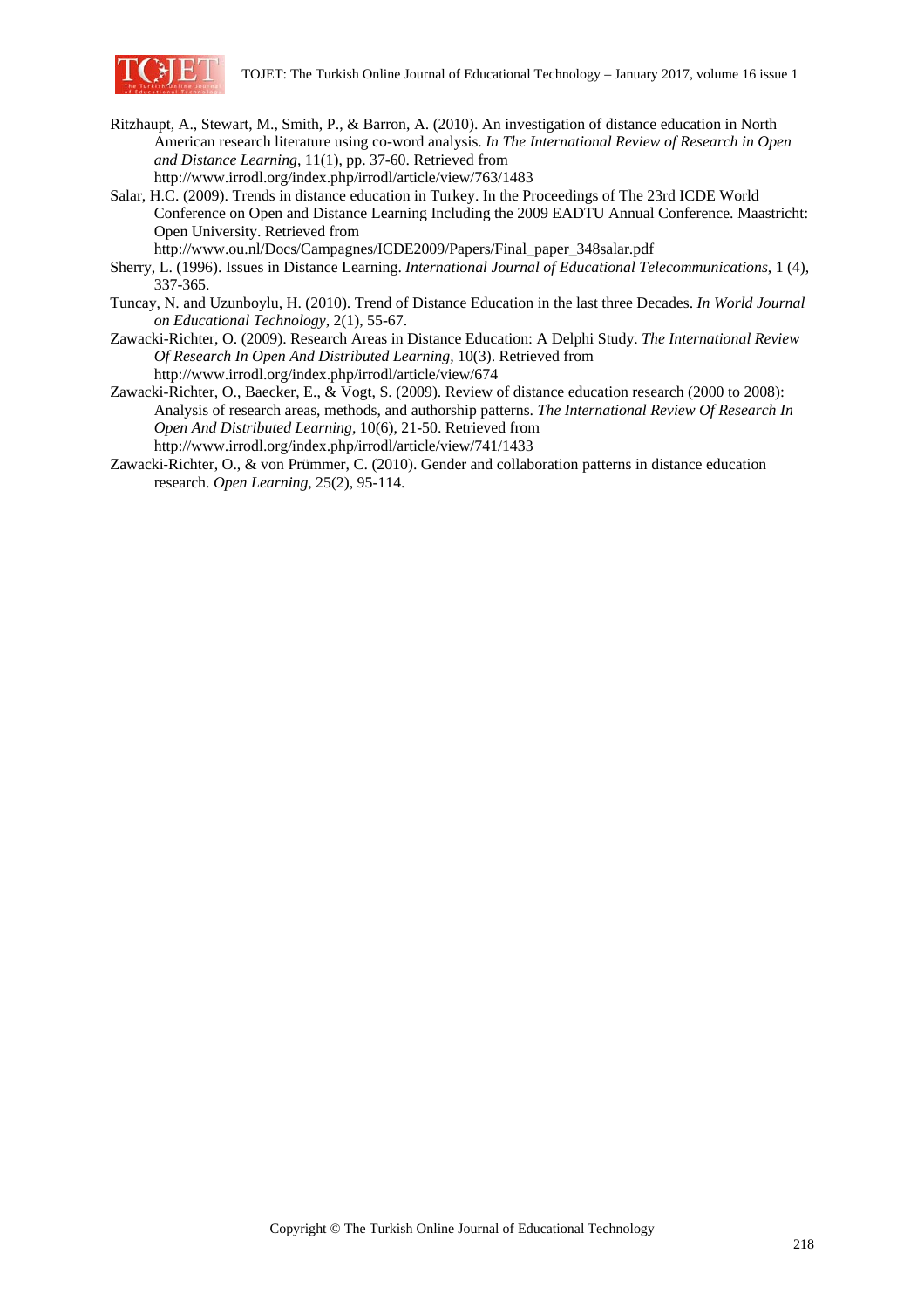Ritzhaupt, A., Stewart, M., Smith, P., & Barron, A. (2010). An investigation of distance education in North American research literature using co-word analysis. *In The International Review of Research in Open and Distance Learning*, 11(1), pp. 37-60. Retrieved from http://www.irrodl.org/index.php/irrodl/article/view/763/1483

Salar, H.C. (2009). Trends in distance education in Turkey. In the Proceedings of The 23rd ICDE World Conference on Open and Distance Learning Including the 2009 EADTU Annual Conference. Maastricht: Open University. Retrieved from http://www.ou.nl/Docs/Campagnes/ICDE2009/Papers/Final_paper_348salar.pdf

Sherry, L. (1996). Issues in Distance Learning. *International Journal of Educational Telecommunications*, 1 (4), 337-365.

Tuncay, N. and Uzunboylu, H. (2010). Trend of Distance Education in the last three Decades. *In World Journal on Educational Technology*, 2(1), 55-67.

Zawacki-Richter, O. (2009). Research Areas in Distance Education: A Delphi Study. *The International Review Of Research In Open And Distributed Learning*, 10(3). Retrieved from http://www.irrodl.org/index.php/irrodl/article/view/674

Zawacki-Richter, O., Baecker, E., & Vogt, S. (2009). Review of distance education research (2000 to 2008): Analysis of research areas, methods, and authorship patterns. *The International Review Of Research In Open And Distributed Learning*, 10(6), 21-50. Retrieved from http://www.irrodl.org/index.php/irrodl/article/view/741/1433

Zawacki-Richter, O., & von Prümmer, C. (2010). Gender and collaboration patterns in distance education research. *Open Learning*, 25(2), 95-114.